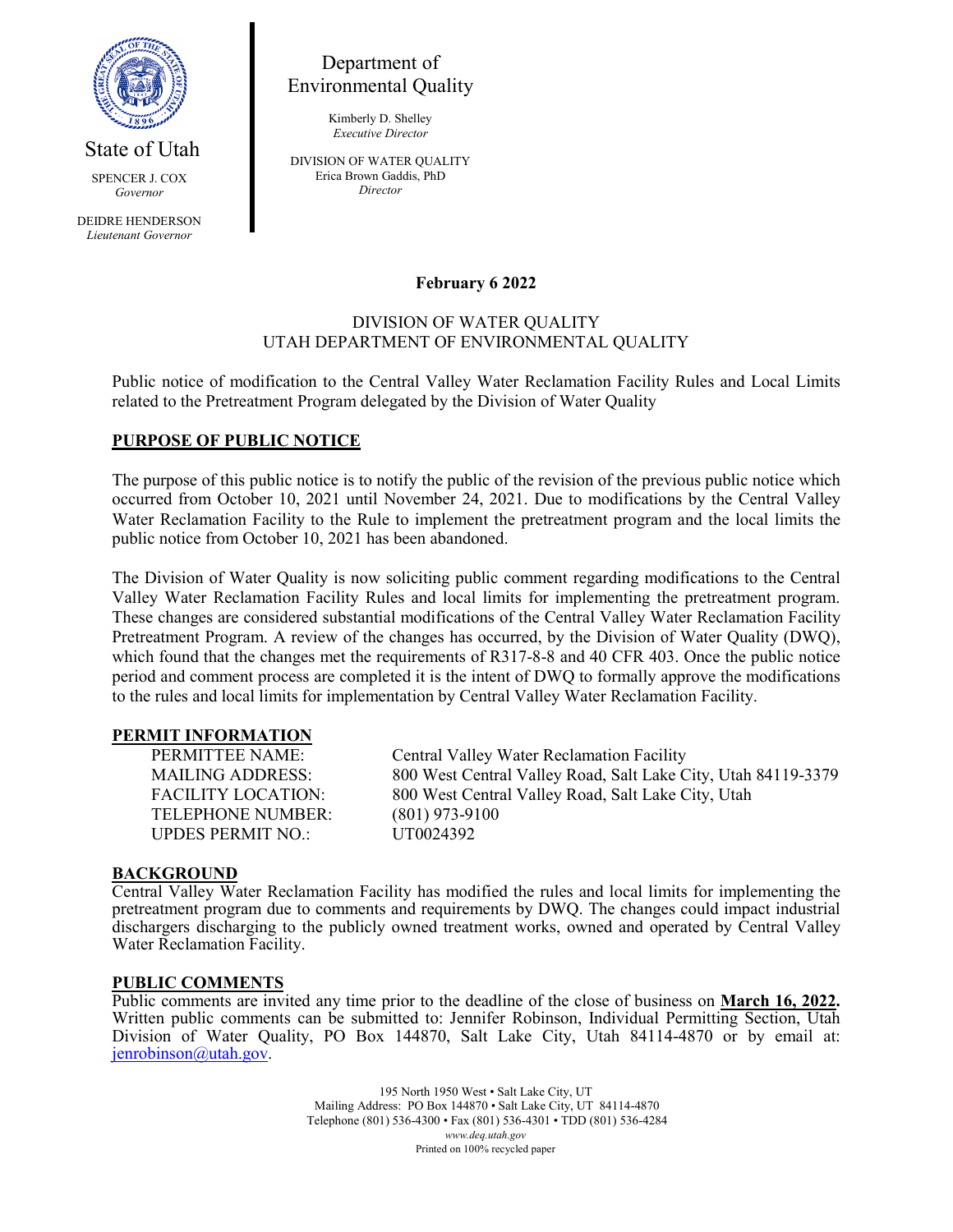State of Utah

SPENCER J. COX
*Governor*

DEIDRE HENDERSON
*Lieutenant Governor*

Department of
Environmental Quality

Kimberly D. Shelley
*Executive Director*

DIVISION OF WATER QUALITY
Erica Brown Gaddis, PhD
*Director*

**February 6 2022**

DIVISION OF WATER QUALITY
UTAH DEPARTMENT OF ENVIRONMENTAL QUALITY

Public notice of modification to the Central Valley Water Reclamation Facility Rules and Local Limits related to the Pretreatment Program delegated by the Division of Water Quality

## PURPOSE OF PUBLIC NOTICE

The purpose of this public notice is to notify the public of the revision of the previous public notice which occurred from October 10, 2021 until November 24, 2021. Due to modifications by the Central Valley Water Reclamation Facility to the Rule to implement the pretreatment program and the local limits the public notice from October 10, 2021 has been abandoned.

The Division of Water Quality is now soliciting public comment regarding modifications to the Central Valley Water Reclamation Facility Rules and local limits for implementing the pretreatment program. These changes are considered substantial modifications of the Central Valley Water Reclamation Facility Pretreatment Program. A review of the changes has occurred, by the Division of Water Quality (DWQ), which found that the changes met the requirements of R317-8-8 and 40 CFR 403. Once the public notice period and comment process are completed it is the intent of DWQ to formally approve the modifications to the rules and local limits for implementation by Central Valley Water Reclamation Facility.

## PERMIT INFORMATION

| | |
|---|---|
| PERMITTEE NAME: | Central Valley Water Reclamation Facility |
| MAILING ADDRESS: | 800 West Central Valley Road, Salt Lake City, Utah 84119-3379 |
| FACILITY LOCATION: | 800 West Central Valley Road, Salt Lake City, Utah |
| TELEPHONE NUMBER: | (801) 973-9100 |
| UPDES PERMIT NO.: | UT0024392 |

## BACKGROUND

Central Valley Water Reclamation Facility has modified the rules and local limits for implementing the pretreatment program due to comments and requirements by DWQ. The changes could impact industrial dischargers discharging to the publicly owned treatment works, owned and operated by Central Valley Water Reclamation Facility.

## PUBLIC COMMENTS

Public comments are invited any time prior to the deadline of the close of business on **March 16, 2022.** Written public comments can be submitted to: Jennifer Robinson, Individual Permitting Section, Utah Division of Water Quality, PO Box 144870, Salt Lake City, Utah 84114-4870 or by email at: jenrobinson@utah.gov.

195 North 1950 West • Salt Lake City, UT
Mailing Address: PO Box 144870 • Salt Lake City, UT 84114-4870
Telephone (801) 536-4300 • Fax (801) 536-4301 • TDD (801) 536-4284
*www.deq.utah.gov*
Printed on 100% recycled paper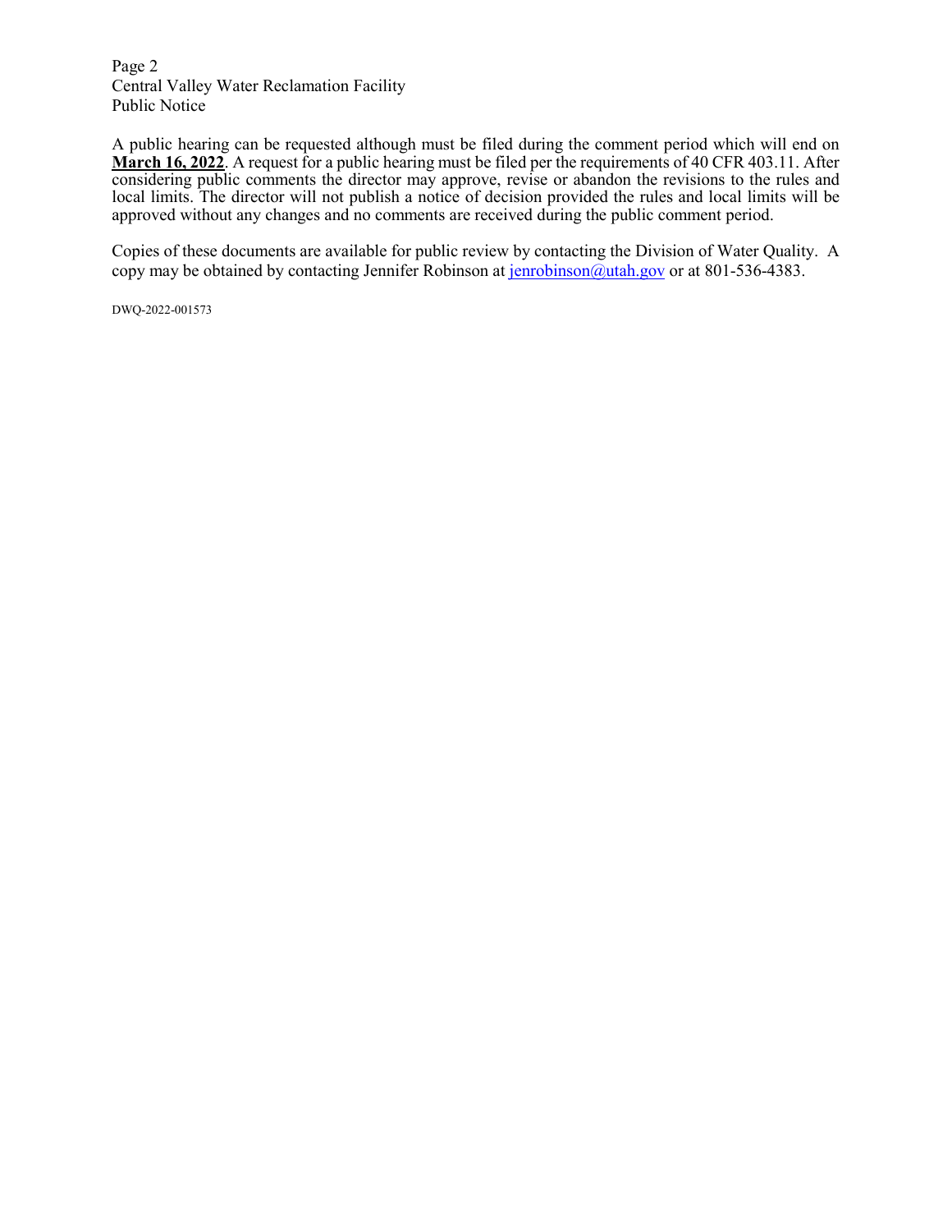A public hearing can be requested although must be filed during the comment period which will end on **March 16, 2022**. A request for a public hearing must be filed per the requirements of 40 CFR 403.11. After considering public comments the director may approve, revise or abandon the revisions to the rules and local limits. The director will not publish a notice of decision provided the rules and local limits will be approved without any changes and no comments are received during the public comment period.

Copies of these documents are available for public review by contacting the Division of Water Quality. A copy may be obtained by contacting Jennifer Robinson at jenrobinson@utah.gov or at 801-536-4383.

DWQ-2022-001573